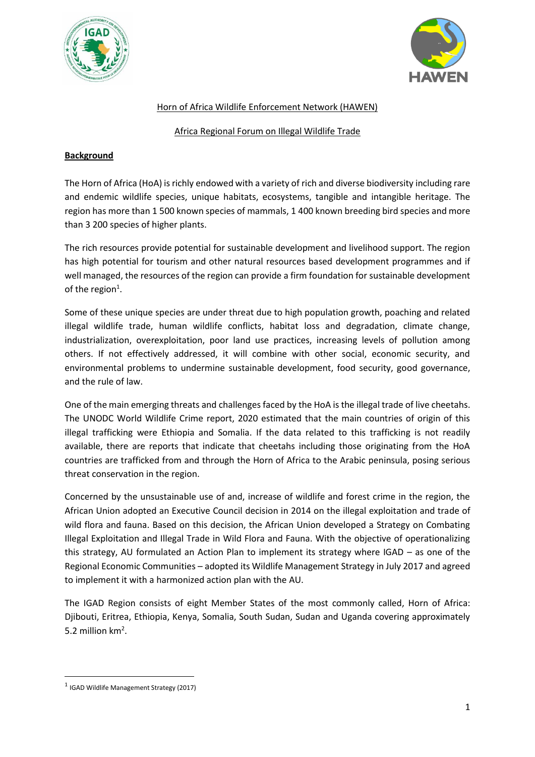Horn of Africa Wildlife Enforcement Network (HAWEN)

Africa Regional Forum on Illegal Wildlife Trade

**Background**

The Horn of Africa (HoA) is richly endowed with a variety of rich and diverse biodiversity including rare and endemic wildlife species, unique habitats, ecosystems, tangible and intangible heritage. The region has more than 1 500 known species of mammals, 1 400 known breeding bird species and more than 3 200 species of higher plants.

The rich resources provide potential for sustainable development and livelihood support. The region has high potential for tourism and other natural resources based development programmes and if well managed, the resources of the region can provide a firm foundation for sustainable development of the region[1].

Some of these unique species are under threat due to high population growth, poaching and related illegal wildlife trade, human wildlife conflicts, habitat loss and degradation, climate change, industrialization, overexploitation, poor land use practices, increasing levels of pollution among others. If not effectively addressed, it will combine with other social, economic security, and environmental problems to undermine sustainable development, food security, good governance, and the rule of law.

One of the main emerging threats and challenges faced by the HoA is the illegal trade of live cheetahs. The UNODC World Wildlife Crime report, 2020 estimated that the main countries of origin of this illegal trafficking were Ethiopia and Somalia. If the data related to this trafficking is not readily available, there are reports that indicate that cheetahs including those originating from the HoA countries are trafficked from and through the Horn of Africa to the Arabic peninsula, posing serious threat conservation in the region.

Concerned by the unsustainable use of and, increase of wildlife and forest crime in the region, the African Union adopted an Executive Council decision in 2014 on the illegal exploitation and trade of wild flora and fauna. Based on this decision, the African Union developed a Strategy on Combating Illegal Exploitation and Illegal Trade in Wild Flora and Fauna. With the objective of operationalizing this strategy, AU formulated an Action Plan to implement its strategy where IGAD – as one of the Regional Economic Communities – adopted its Wildlife Management Strategy in July 2017 and agreed to implement it with a harmonized action plan with the AU.

The IGAD Region consists of eight Member States of the most commonly called, Horn of Africa: Djibouti, Eritrea, Ethiopia, Kenya, Somalia, South Sudan, Sudan and Uganda covering approximately 5.2 million km$^2$.

---

[1] IGAD Wildlife Management Strategy (2017)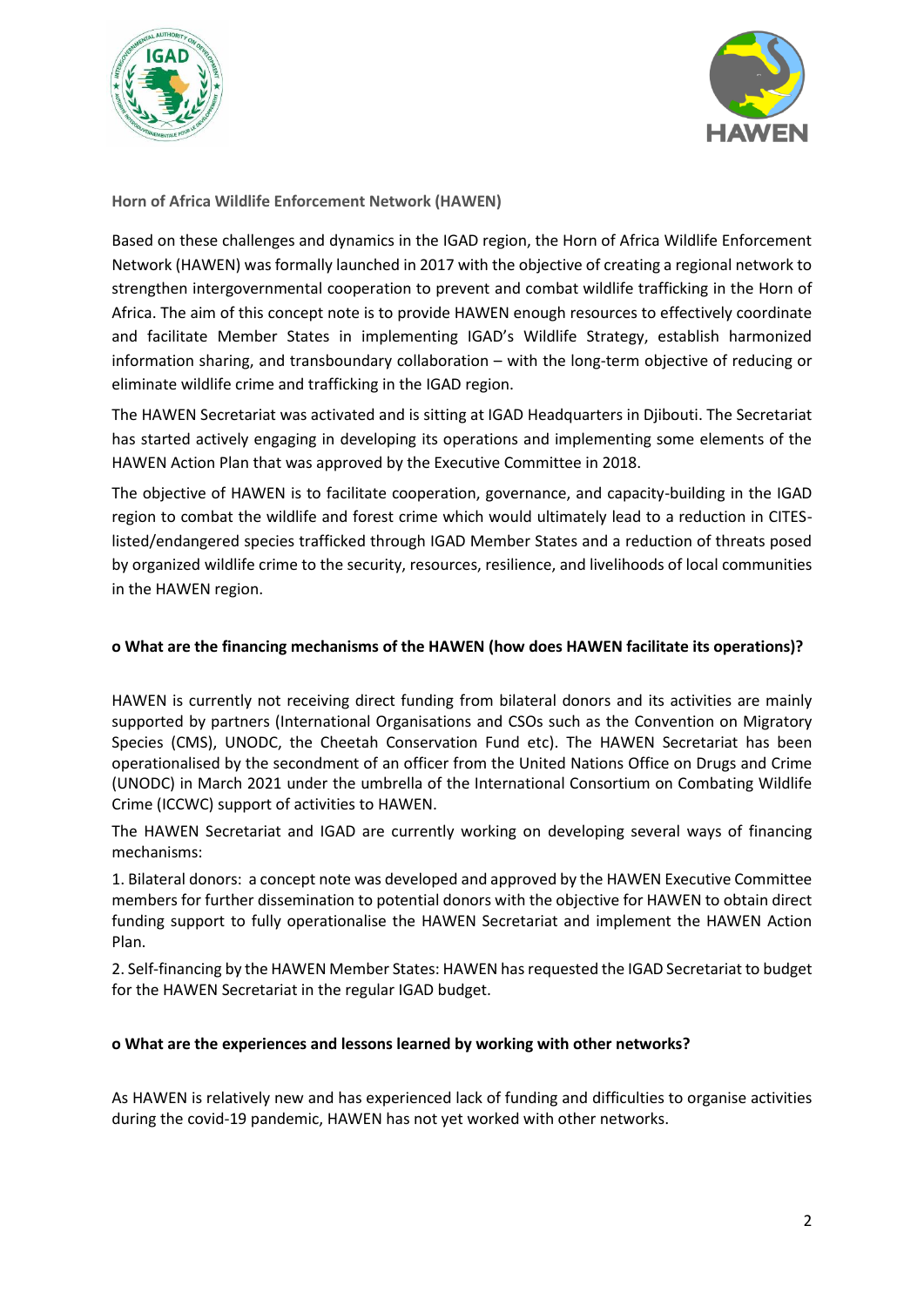**Horn of Africa Wildlife Enforcement Network (HAWEN)**

Based on these challenges and dynamics in the IGAD region, the Horn of Africa Wildlife Enforcement Network (HAWEN) was formally launched in 2017 with the objective of creating a regional network to strengthen intergovernmental cooperation to prevent and combat wildlife trafficking in the Horn of Africa. The aim of this concept note is to provide HAWEN enough resources to effectively coordinate and facilitate Member States in implementing IGAD's Wildlife Strategy, establish harmonized information sharing, and transboundary collaboration – with the long-term objective of reducing or eliminate wildlife crime and trafficking in the IGAD region.

The HAWEN Secretariat was activated and is sitting at IGAD Headquarters in Djibouti. The Secretariat has started actively engaging in developing its operations and implementing some elements of the HAWEN Action Plan that was approved by the Executive Committee in 2018.

The objective of HAWEN is to facilitate cooperation, governance, and capacity-building in the IGAD region to combat the wildlife and forest crime which would ultimately lead to a reduction in CITES-listed/endangered species trafficked through IGAD Member States and a reduction of threats posed by organized wildlife crime to the security, resources, resilience, and livelihoods of local communities in the HAWEN region.

**o What are the financing mechanisms of the HAWEN (how does HAWEN facilitate its operations)?**

HAWEN is currently not receiving direct funding from bilateral donors and its activities are mainly supported by partners (International Organisations and CSOs such as the Convention on Migratory Species (CMS), UNODC, the Cheetah Conservation Fund etc). The HAWEN Secretariat has been operationalised by the secondment of an officer from the United Nations Office on Drugs and Crime (UNODC) in March 2021 under the umbrella of the International Consortium on Combating Wildlife Crime (ICCWC) support of activities to HAWEN.

The HAWEN Secretariat and IGAD are currently working on developing several ways of financing mechanisms:

1. Bilateral donors: a concept note was developed and approved by the HAWEN Executive Committee members for further dissemination to potential donors with the objective for HAWEN to obtain direct funding support to fully operationalise the HAWEN Secretariat and implement the HAWEN Action Plan.

2. Self-financing by the HAWEN Member States: HAWEN has requested the IGAD Secretariat to budget for the HAWEN Secretariat in the regular IGAD budget.

**o What are the experiences and lessons learned by working with other networks?**

As HAWEN is relatively new and has experienced lack of funding and difficulties to organise activities during the covid-19 pandemic, HAWEN has not yet worked with other networks.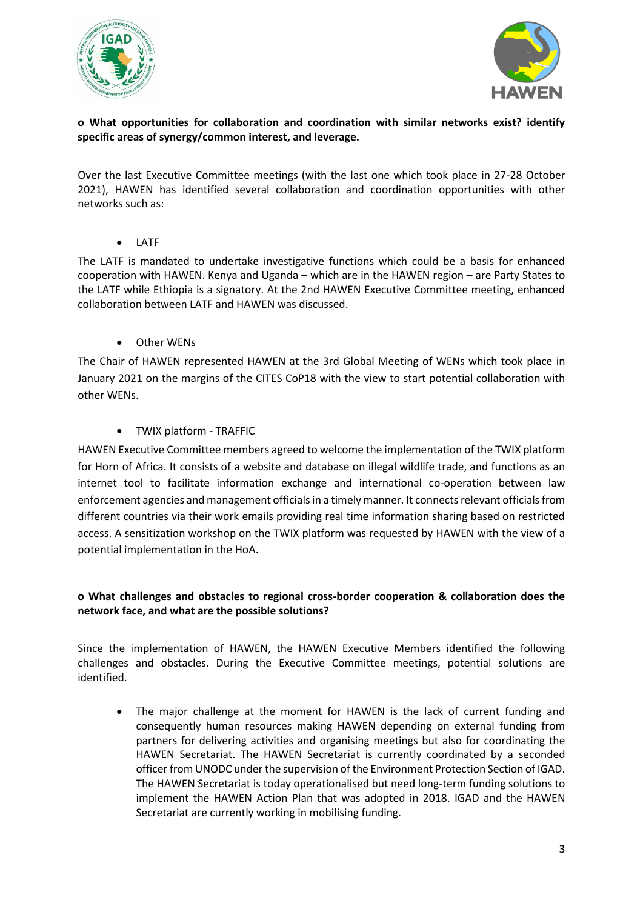**o What opportunities for collaboration and coordination with similar networks exist? identify specific areas of synergy/common interest, and leverage.**

Over the last Executive Committee meetings (with the last one which took place in 27-28 October 2021), HAWEN has identified several collaboration and coordination opportunities with other networks such as:

- LATF

The LATF is mandated to undertake investigative functions which could be a basis for enhanced cooperation with HAWEN. Kenya and Uganda – which are in the HAWEN region – are Party States to the LATF while Ethiopia is a signatory. At the 2nd HAWEN Executive Committee meeting, enhanced collaboration between LATF and HAWEN was discussed.

- Other WENs

The Chair of HAWEN represented HAWEN at the 3rd Global Meeting of WENs which took place in January 2021 on the margins of the CITES CoP18 with the view to start potential collaboration with other WENs.

- TWIX platform - TRAFFIC

HAWEN Executive Committee members agreed to welcome the implementation of the TWIX platform for Horn of Africa. It consists of a website and database on illegal wildlife trade, and functions as an internet tool to facilitate information exchange and international co-operation between law enforcement agencies and management officials in a timely manner. It connects relevant officials from different countries via their work emails providing real time information sharing based on restricted access. A sensitization workshop on the TWIX platform was requested by HAWEN with the view of a potential implementation in the HoA.

**o What challenges and obstacles to regional cross-border cooperation & collaboration does the network face, and what are the possible solutions?**

Since the implementation of HAWEN, the HAWEN Executive Members identified the following challenges and obstacles. During the Executive Committee meetings, potential solutions are identified.

- The major challenge at the moment for HAWEN is the lack of current funding and consequently human resources making HAWEN depending on external funding from partners for delivering activities and organising meetings but also for coordinating the HAWEN Secretariat. The HAWEN Secretariat is currently coordinated by a seconded officer from UNODC under the supervision of the Environment Protection Section of IGAD. The HAWEN Secretariat is today operationalised but need long-term funding solutions to implement the HAWEN Action Plan that was adopted in 2018. IGAD and the HAWEN Secretariat are currently working in mobilising funding.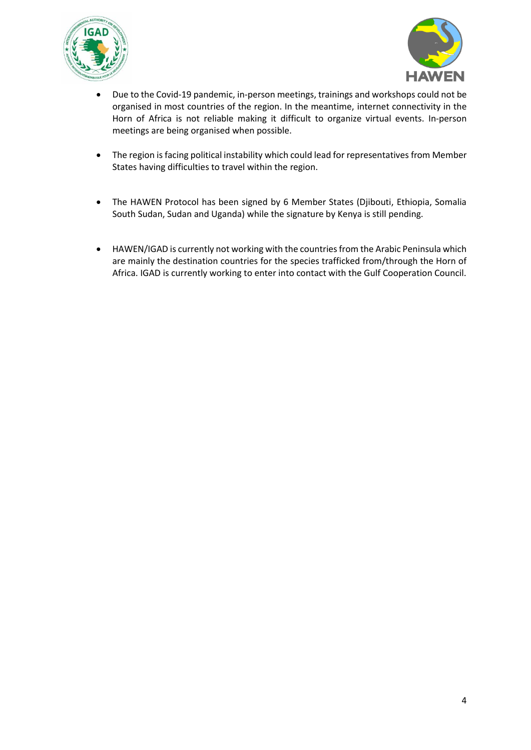- Due to the Covid-19 pandemic, in-person meetings, trainings and workshops could not be organised in most countries of the region. In the meantime, internet connectivity in the Horn of Africa is not reliable making it difficult to organize virtual events. In-person meetings are being organised when possible.

- The region is facing political instability which could lead for representatives from Member States having difficulties to travel within the region.

- The HAWEN Protocol has been signed by 6 Member States (Djibouti, Ethiopia, Somalia South Sudan, Sudan and Uganda) while the signature by Kenya is still pending.

- HAWEN/IGAD is currently not working with the countries from the Arabic Peninsula which are mainly the destination countries for the species trafficked from/through the Horn of Africa. IGAD is currently working to enter into contact with the Gulf Cooperation Council.